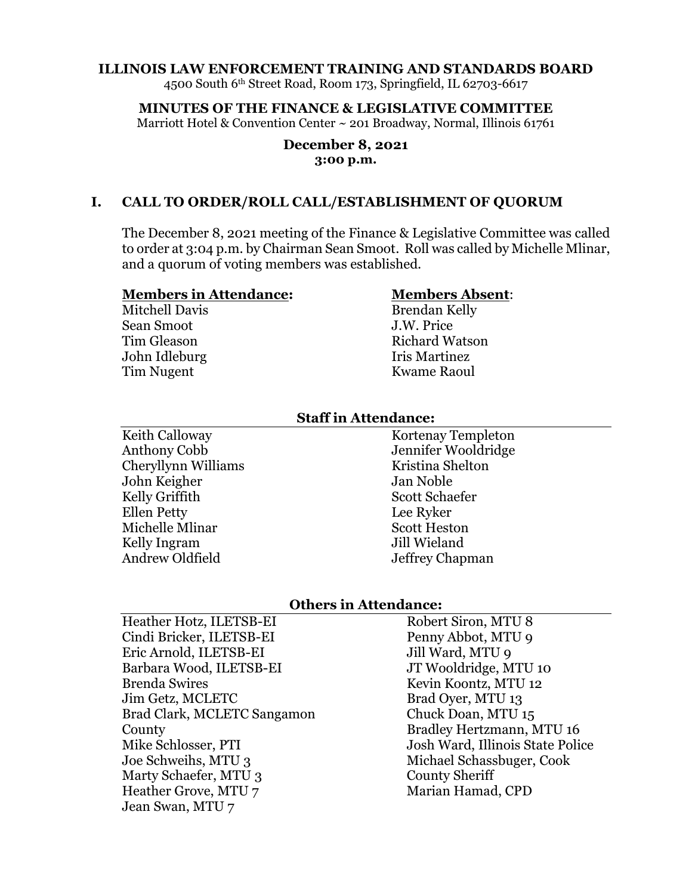**ILLINOIS LAW ENFORCEMENT TRAINING AND STANDARDS BOARD**

4500 South 6th Street Road, Room 173, Springfield, IL 62703-6617

**MINUTES OF THE FINANCE & LEGISLATIVE COMMITTEE**

Marriott Hotel & Convention Center ~ 201 Broadway, Normal, Illinois 61761

**December 8, 2021**
**3:00 p.m.**

## I. CALL TO ORDER/ROLL CALL/ESTABLISHMENT OF QUORUM

The December 8, 2021 meeting of the Finance & Legislative Committee was called to order at 3:04 p.m. by Chairman Sean Smoot. Roll was called by Michelle Mlinar, and a quorum of voting members was established.

| **Members in Attendance:** | **Members Absent:** |
|---|---|
| Mitchell Davis | Brendan Kelly |
| Sean Smoot | J.W. Price |
| Tim Gleason | Richard Watson |
| John Idleburg | Iris Martinez |
| Tim Nugent | Kwame Raoul |

**Staff in Attendance:**

| | |
|---|---|
| Keith Calloway | Kortenay Templeton |
| Anthony Cobb | Jennifer Wooldridge |
| Cheryllynn Williams | Kristina Shelton |
| John Keigher | Jan Noble |
| Kelly Griffith | Scott Schaefer |
| Ellen Petty | Lee Ryker |
| Michelle Mlinar | Scott Heston |
| Kelly Ingram | Jill Wieland |
| Andrew Oldfield | Jeffrey Chapman |

**Others in Attendance:**

| | |
|---|---|
| Heather Hotz, ILETSB-EI | Robert Siron, MTU 8 |
| Cindi Bricker, ILETSB-EI | Penny Abbot, MTU 9 |
| Eric Arnold, ILETSB-EI | Jill Ward, MTU 9 |
| Barbara Wood, ILETSB-EI | JT Wooldridge, MTU 10 |
| Brenda Swires | Kevin Koontz, MTU 12 |
| Jim Getz, MCLETC | Brad Oyer, MTU 13 |
| Brad Clark, MCLETC Sangamon County | Chuck Doan, MTU 15 |
| Mike Schlosser, PTI | Bradley Hertzmann, MTU 16 |
| Joe Schweihs, MTU 3 | Josh Ward, Illinois State Police |
| Marty Schaefer, MTU 3 | Michael Schassbuger, Cook County Sheriff |
| Heather Grove, MTU 7 | Marian Hamad, CPD |
| Jean Swan, MTU 7 | |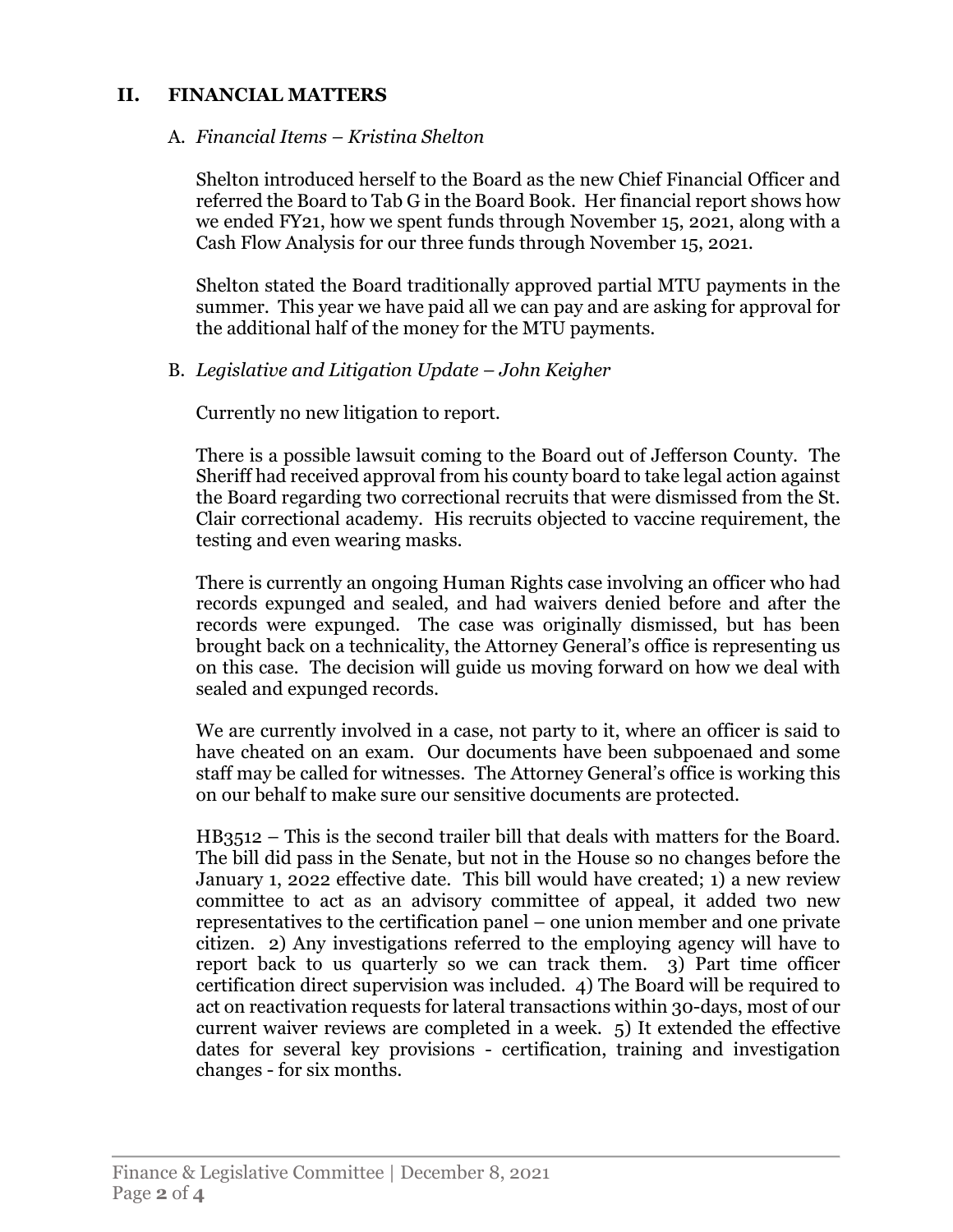## II. FINANCIAL MATTERS

### A. *Financial Items – Kristina Shelton*

Shelton introduced herself to the Board as the new Chief Financial Officer and referred the Board to Tab G in the Board Book. Her financial report shows how we ended FY21, how we spent funds through November 15, 2021, along with a Cash Flow Analysis for our three funds through November 15, 2021.

Shelton stated the Board traditionally approved partial MTU payments in the summer. This year we have paid all we can pay and are asking for approval for the additional half of the money for the MTU payments.

### B. *Legislative and Litigation Update – John Keigher*

Currently no new litigation to report.

There is a possible lawsuit coming to the Board out of Jefferson County. The Sheriff had received approval from his county board to take legal action against the Board regarding two correctional recruits that were dismissed from the St. Clair correctional academy. His recruits objected to vaccine requirement, the testing and even wearing masks.

There is currently an ongoing Human Rights case involving an officer who had records expunged and sealed, and had waivers denied before and after the records were expunged. The case was originally dismissed, but has been brought back on a technicality, the Attorney General's office is representing us on this case. The decision will guide us moving forward on how we deal with sealed and expunged records.

We are currently involved in a case, not party to it, where an officer is said to have cheated on an exam. Our documents have been subpoenaed and some staff may be called for witnesses. The Attorney General's office is working this on our behalf to make sure our sensitive documents are protected.

HB3512 – This is the second trailer bill that deals with matters for the Board. The bill did pass in the Senate, but not in the House so no changes before the January 1, 2022 effective date. This bill would have created; 1) a new review committee to act as an advisory committee of appeal, it added two new representatives to the certification panel – one union member and one private citizen. 2) Any investigations referred to the employing agency will have to report back to us quarterly so we can track them. 3) Part time officer certification direct supervision was included. 4) The Board will be required to act on reactivation requests for lateral transactions within 30-days, most of our current waiver reviews are completed in a week. 5) It extended the effective dates for several key provisions - certification, training and investigation changes - for six months.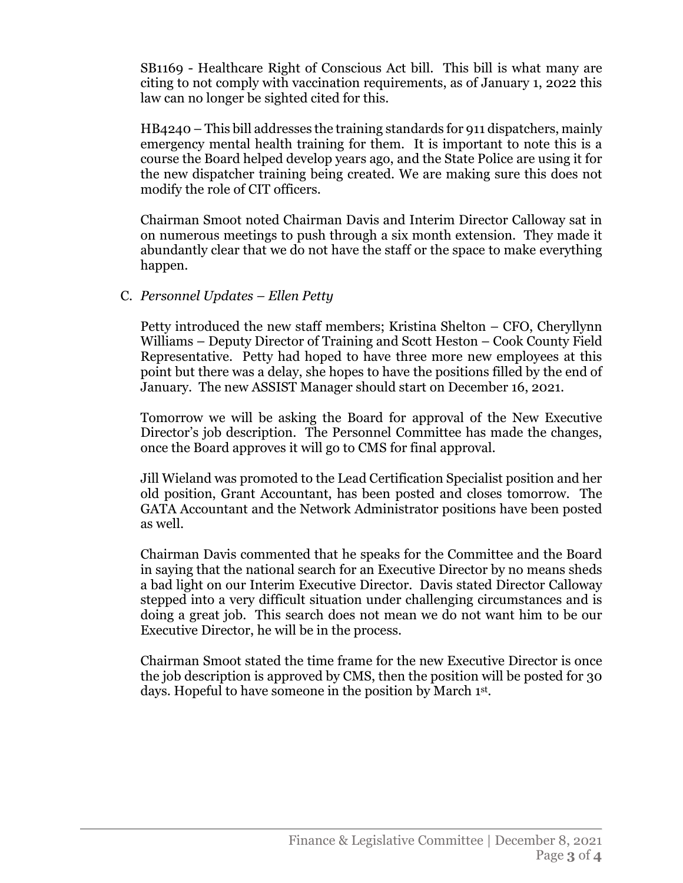SB1169 - Healthcare Right of Conscious Act bill. This bill is what many are citing to not comply with vaccination requirements, as of January 1, 2022 this law can no longer be sighted cited for this.

HB4240 – This bill addresses the training standards for 911 dispatchers, mainly emergency mental health training for them. It is important to note this is a course the Board helped develop years ago, and the State Police are using it for the new dispatcher training being created. We are making sure this does not modify the role of CIT officers.

Chairman Smoot noted Chairman Davis and Interim Director Calloway sat in on numerous meetings to push through a six month extension. They made it abundantly clear that we do not have the staff or the space to make everything happen.

C. *Personnel Updates – Ellen Petty*

Petty introduced the new staff members; Kristina Shelton – CFO, Cheryllynn Williams – Deputy Director of Training and Scott Heston – Cook County Field Representative. Petty had hoped to have three more new employees at this point but there was a delay, she hopes to have the positions filled by the end of January. The new ASSIST Manager should start on December 16, 2021.

Tomorrow we will be asking the Board for approval of the New Executive Director's job description. The Personnel Committee has made the changes, once the Board approves it will go to CMS for final approval.

Jill Wieland was promoted to the Lead Certification Specialist position and her old position, Grant Accountant, has been posted and closes tomorrow. The GATA Accountant and the Network Administrator positions have been posted as well.

Chairman Davis commented that he speaks for the Committee and the Board in saying that the national search for an Executive Director by no means sheds a bad light on our Interim Executive Director. Davis stated Director Calloway stepped into a very difficult situation under challenging circumstances and is doing a great job. This search does not mean we do not want him to be our Executive Director, he will be in the process.

Chairman Smoot stated the time frame for the new Executive Director is once the job description is approved by CMS, then the position will be posted for 30 days. Hopeful to have someone in the position by March 1st.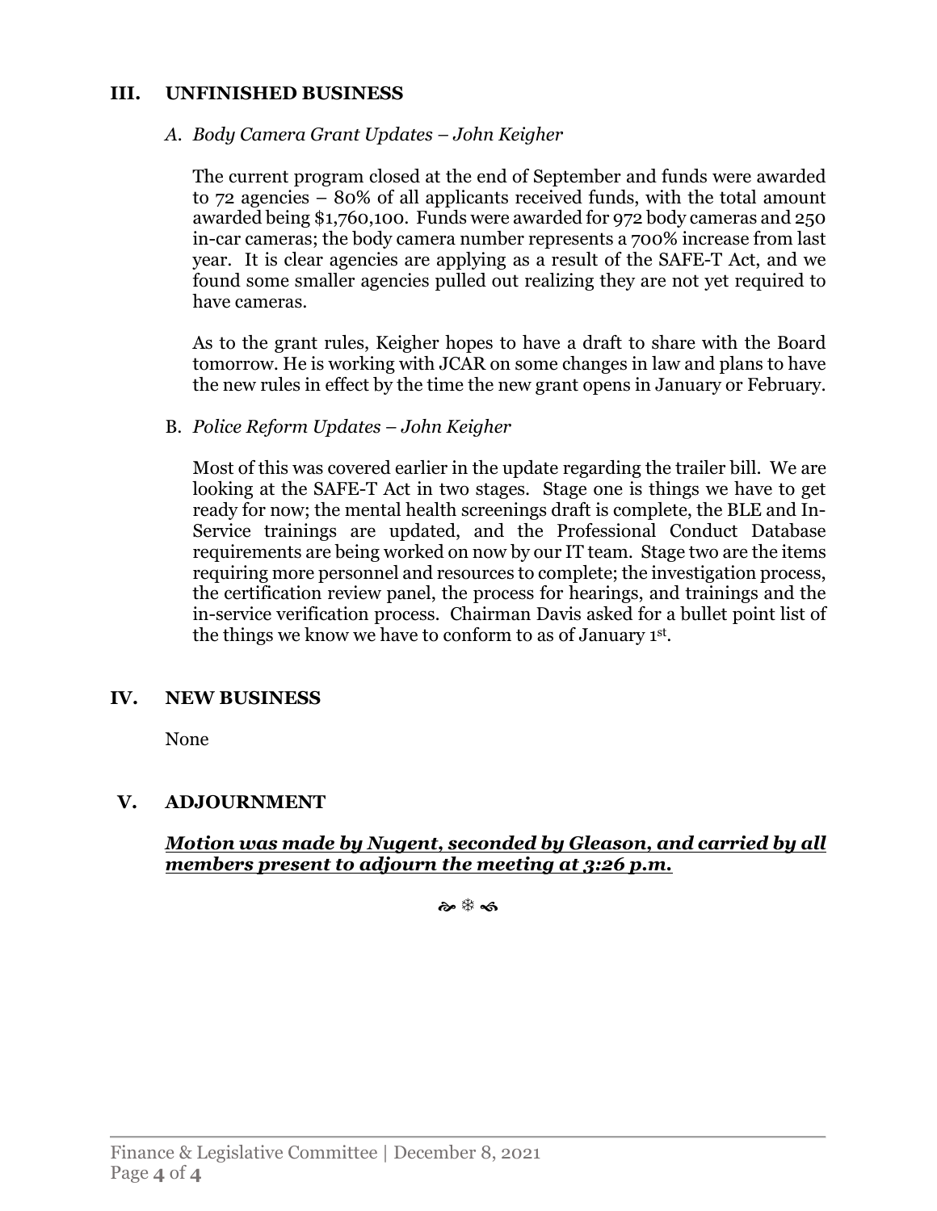## III. UNFINISHED BUSINESS

### *A. Body Camera Grant Updates – John Keigher*

The current program closed at the end of September and funds were awarded to 72 agencies – 80% of all applicants received funds, with the total amount awarded being $1,760,100. Funds were awarded for 972 body cameras and 250 in-car cameras; the body camera number represents a 700% increase from last year. It is clear agencies are applying as a result of the SAFE-T Act, and we found some smaller agencies pulled out realizing they are not yet required to have cameras.

As to the grant rules, Keigher hopes to have a draft to share with the Board tomorrow. He is working with JCAR on some changes in law and plans to have the new rules in effect by the time the new grant opens in January or February.

### B. *Police Reform Updates – John Keigher*

Most of this was covered earlier in the update regarding the trailer bill. We are looking at the SAFE-T Act in two stages. Stage one is things we have to get ready for now; the mental health screenings draft is complete, the BLE and In-Service trainings are updated, and the Professional Conduct Database requirements are being worked on now by our IT team. Stage two are the items requiring more personnel and resources to complete; the investigation process, the certification review panel, the process for hearings, and trainings and the in-service verification process. Chairman Davis asked for a bullet point list of the things we know we have to conform to as of January 1st.

## IV. NEW BUSINESS

None

## V. ADJOURNMENT

***Motion was made by Nugent, seconded by Gleason, and carried by all members present to adjourn the meeting at 3:26 p.m.***

☙ ❄ ❧